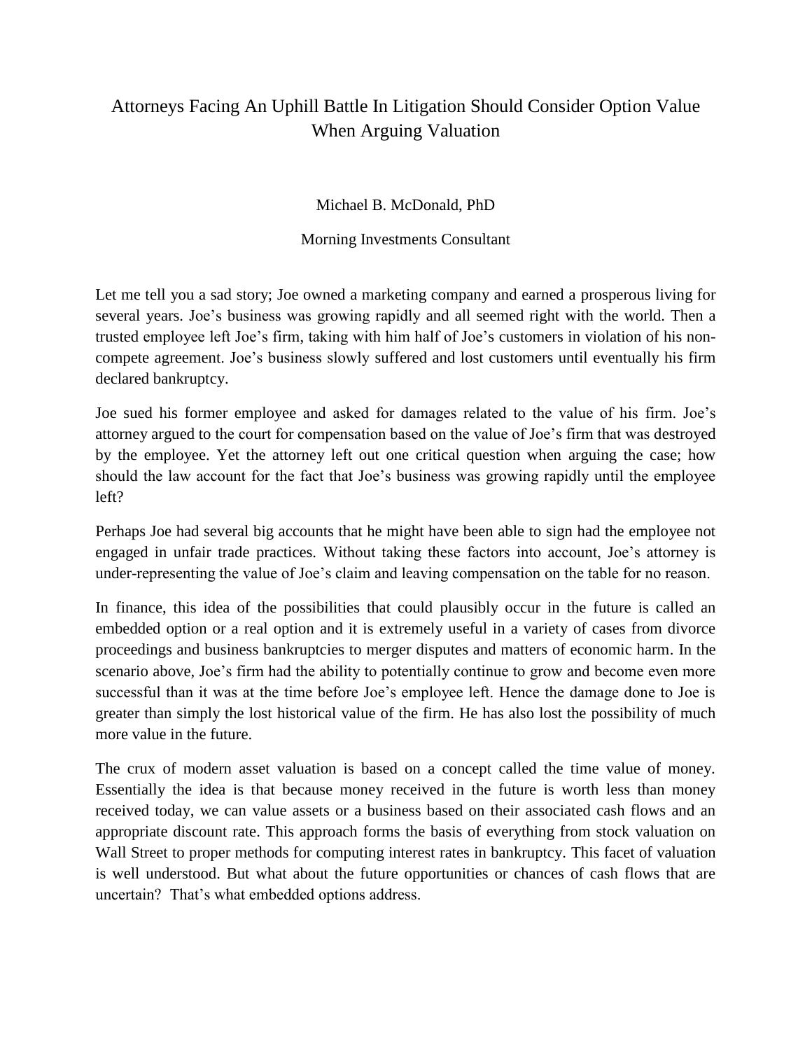# Attorneys Facing An Uphill Battle In Litigation Should Consider Option Value When Arguing Valuation

Michael B. McDonald, PhD

Morning Investments Consultant

Let me tell you a sad story; Joe owned a marketing company and earned a prosperous living for several years. Joe's business was growing rapidly and all seemed right with the world. Then a trusted employee left Joe's firm, taking with him half of Joe's customers in violation of his non-compete agreement. Joe's business slowly suffered and lost customers until eventually his firm declared bankruptcy.

Joe sued his former employee and asked for damages related to the value of his firm. Joe's attorney argued to the court for compensation based on the value of Joe's firm that was destroyed by the employee. Yet the attorney left out one critical question when arguing the case; how should the law account for the fact that Joe's business was growing rapidly until the employee left?

Perhaps Joe had several big accounts that he might have been able to sign had the employee not engaged in unfair trade practices. Without taking these factors into account, Joe's attorney is under-representing the value of Joe's claim and leaving compensation on the table for no reason.

In finance, this idea of the possibilities that could plausibly occur in the future is called an embedded option or a real option and it is extremely useful in a variety of cases from divorce proceedings and business bankruptcies to merger disputes and matters of economic harm. In the scenario above, Joe's firm had the ability to potentially continue to grow and become even more successful than it was at the time before Joe's employee left. Hence the damage done to Joe is greater than simply the lost historical value of the firm. He has also lost the possibility of much more value in the future.

The crux of modern asset valuation is based on a concept called the time value of money. Essentially the idea is that because money received in the future is worth less than money received today, we can value assets or a business based on their associated cash flows and an appropriate discount rate. This approach forms the basis of everything from stock valuation on Wall Street to proper methods for computing interest rates in bankruptcy. This facet of valuation is well understood. But what about the future opportunities or chances of cash flows that are uncertain? That's what embedded options address.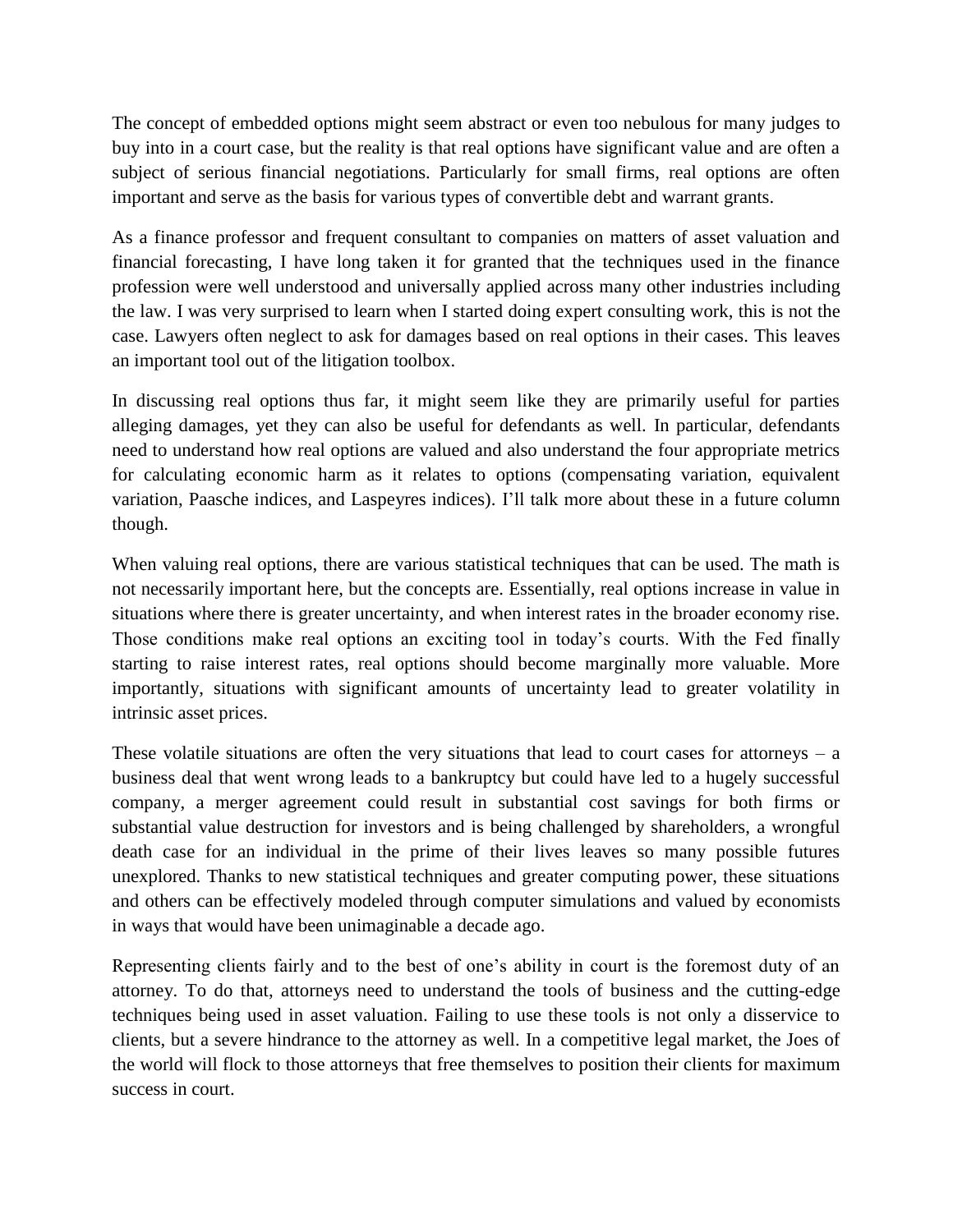The concept of embedded options might seem abstract or even too nebulous for many judges to buy into in a court case, but the reality is that real options have significant value and are often a subject of serious financial negotiations. Particularly for small firms, real options are often important and serve as the basis for various types of convertible debt and warrant grants.

As a finance professor and frequent consultant to companies on matters of asset valuation and financial forecasting, I have long taken it for granted that the techniques used in the finance profession were well understood and universally applied across many other industries including the law. I was very surprised to learn when I started doing expert consulting work, this is not the case. Lawyers often neglect to ask for damages based on real options in their cases. This leaves an important tool out of the litigation toolbox.

In discussing real options thus far, it might seem like they are primarily useful for parties alleging damages, yet they can also be useful for defendants as well. In particular, defendants need to understand how real options are valued and also understand the four appropriate metrics for calculating economic harm as it relates to options (compensating variation, equivalent variation, Paasche indices, and Laspeyres indices). I'll talk more about these in a future column though.

When valuing real options, there are various statistical techniques that can be used. The math is not necessarily important here, but the concepts are. Essentially, real options increase in value in situations where there is greater uncertainty, and when interest rates in the broader economy rise. Those conditions make real options an exciting tool in today's courts. With the Fed finally starting to raise interest rates, real options should become marginally more valuable. More importantly, situations with significant amounts of uncertainty lead to greater volatility in intrinsic asset prices.

These volatile situations are often the very situations that lead to court cases for attorneys – a business deal that went wrong leads to a bankruptcy but could have led to a hugely successful company, a merger agreement could result in substantial cost savings for both firms or substantial value destruction for investors and is being challenged by shareholders, a wrongful death case for an individual in the prime of their lives leaves so many possible futures unexplored. Thanks to new statistical techniques and greater computing power, these situations and others can be effectively modeled through computer simulations and valued by economists in ways that would have been unimaginable a decade ago.

Representing clients fairly and to the best of one's ability in court is the foremost duty of an attorney. To do that, attorneys need to understand the tools of business and the cutting-edge techniques being used in asset valuation. Failing to use these tools is not only a disservice to clients, but a severe hindrance to the attorney as well. In a competitive legal market, the Joes of the world will flock to those attorneys that free themselves to position their clients for maximum success in court.